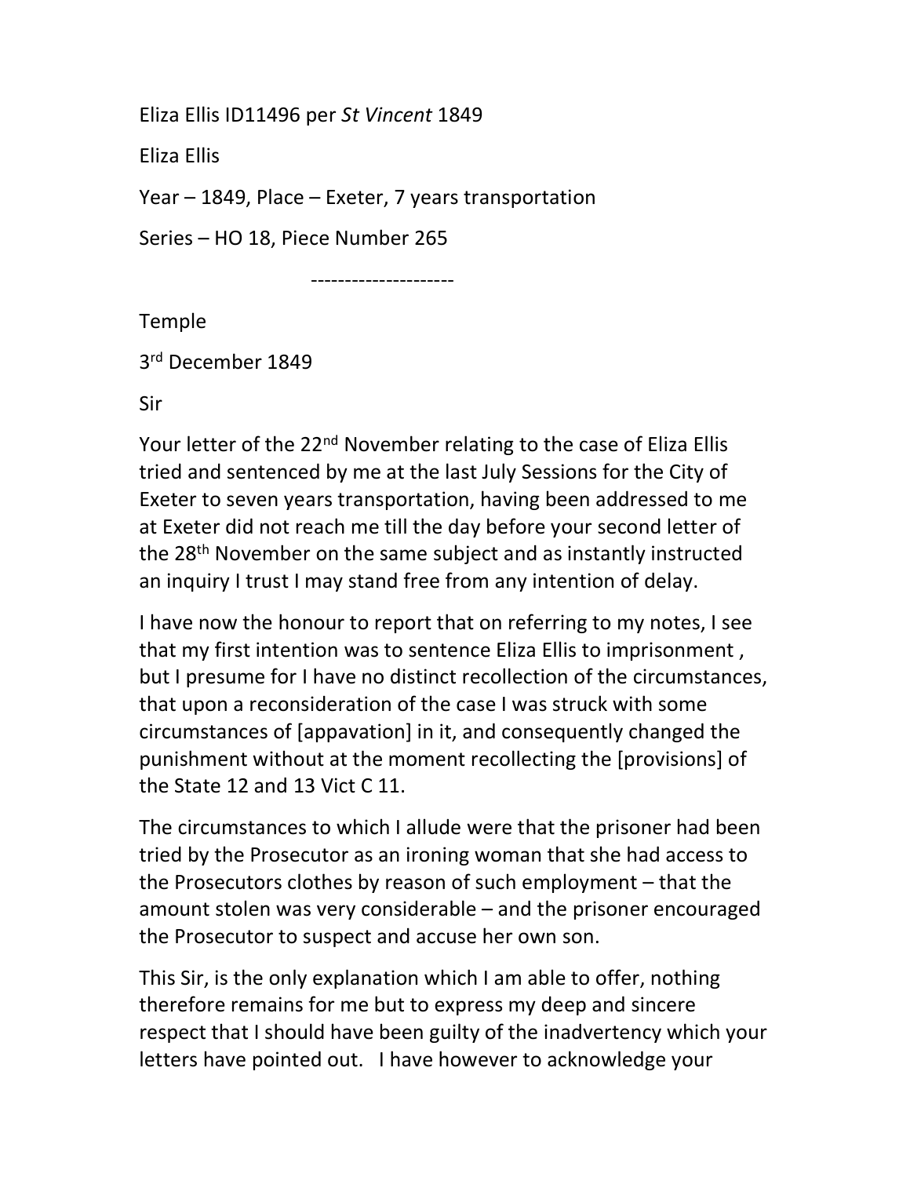Eliza Ellis ID11496 per *St Vincent* 1849

Eliza Ellis

Year – 1849, Place – Exeter, 7 years transportation

Series – HO 18, Piece Number 265

---------------------

Temple

3rd December 1849

Sir

Your letter of the 22nd November relating to the case of Eliza Ellis tried and sentenced by me at the last July Sessions for the City of Exeter to seven years transportation, having been addressed to me at Exeter did not reach me till the day before your second letter of the 28th November on the same subject and as instantly instructed an inquiry I trust I may stand free from any intention of delay.

I have now the honour to report that on referring to my notes, I see that my first intention was to sentence Eliza Ellis to imprisonment , but I presume for I have no distinct recollection of the circumstances, that upon a reconsideration of the case I was struck with some circumstances of [appavation] in it, and consequently changed the punishment without at the moment recollecting the [provisions] of the State 12 and 13 Vict C 11.

The circumstances to which I allude were that the prisoner had been tried by the Prosecutor as an ironing woman that she had access to the Prosecutors clothes by reason of such employment – that the amount stolen was very considerable – and the prisoner encouraged the Prosecutor to suspect and accuse her own son.

This Sir, is the only explanation which I am able to offer, nothing therefore remains for me but to express my deep and sincere respect that I should have been guilty of the inadvertency which your letters have pointed out. I have however to acknowledge your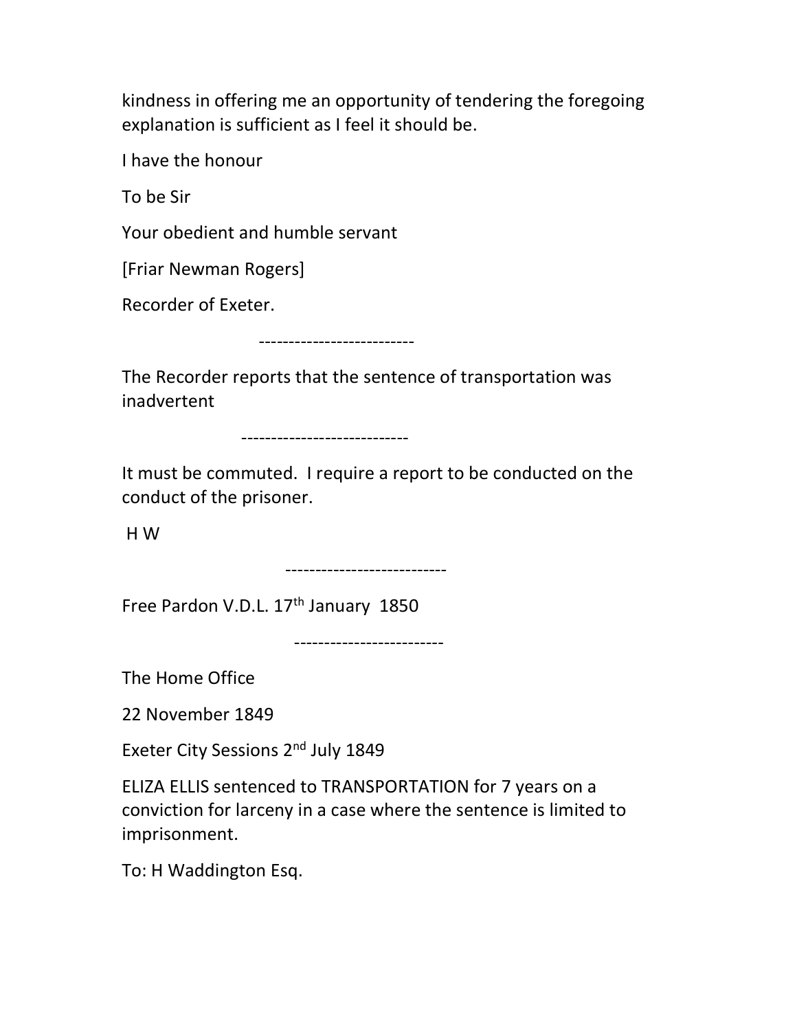kindness in offering me an opportunity of tendering the foregoing explanation is sufficient as I feel it should be.

I have the honour

To be Sir

Your obedient and humble servant

[Friar Newman Rogers]

Recorder of Exeter.

--------------------------

The Recorder reports that the sentence of transportation was inadvertent

----------------------------

It must be commuted. I require a report to be conducted on the conduct of the prisoner.

H W

---------------------------

Free Pardon V.D.L. 17th January 1850

-------------------------

The Home Office

22 November 1849

Exeter City Sessions 2nd July 1849

ELIZA ELLIS sentenced to TRANSPORTATION for 7 years on a conviction for larceny in a case where the sentence is limited to imprisonment.

To: H Waddington Esq.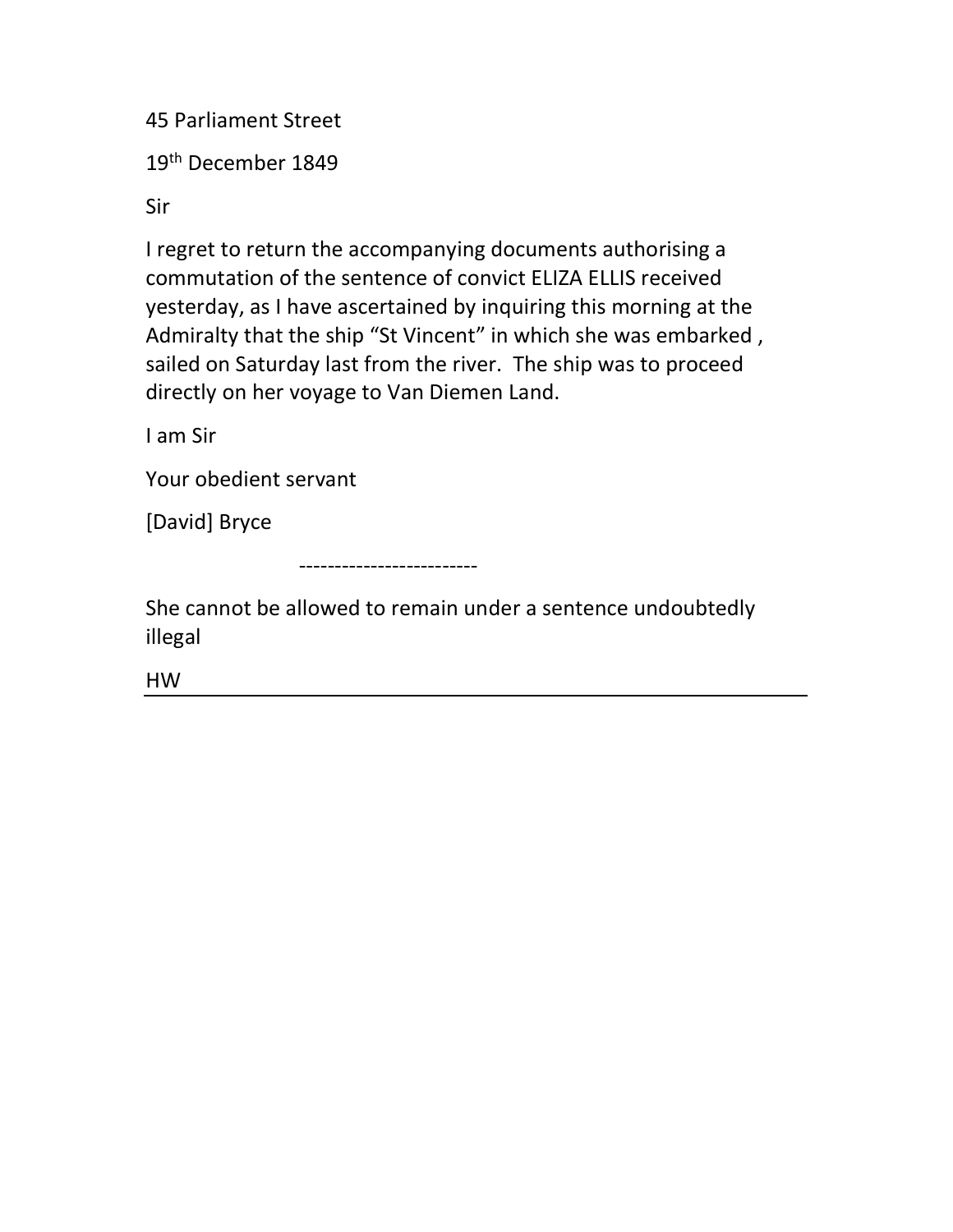45 Parliament Street

19th December 1849

Sir

I regret to return the accompanying documents authorising a commutation of the sentence of convict ELIZA ELLIS received yesterday, as I have ascertained by inquiring this morning at the Admiralty that the ship "St Vincent" in which she was embarked , sailed on Saturday last from the river. The ship was to proceed directly on her voyage to Van Diemen Land.

I am Sir

Your obedient servant

[David] Bryce

-------------------------

She cannot be allowed to remain under a sentence undoubtedly illegal

HW

---